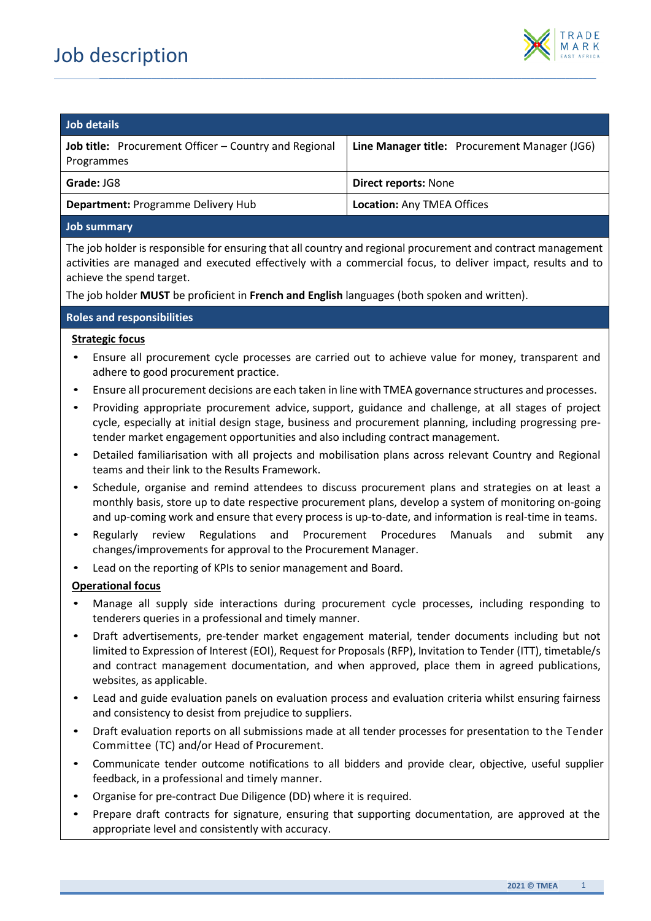# Job description

| Job details | |
|---|---|
| **Job title:** Procurement Officer – Country and Regional Programmes | **Line Manager title:** Procurement Manager (JG6) |
| **Grade:** JG8 | **Direct reports:** None |
| **Department:** Programme Delivery Hub | **Location:** Any TMEA Offices |

## Job summary

The job holder is responsible for ensuring that all country and regional procurement and contract management activities are managed and executed effectively with a commercial focus, to deliver impact, results and to achieve the spend target.

The job holder **MUST** be proficient in **French and English** languages (both spoken and written).

## Roles and responsibilities

**Strategic focus**

- Ensure all procurement cycle processes are carried out to achieve value for money, transparent and adhere to good procurement practice.
- Ensure all procurement decisions are each taken in line with TMEA governance structures and processes.
- Providing appropriate procurement advice, support, guidance and challenge, at all stages of project cycle, especially at initial design stage, business and procurement planning, including progressing pre-tender market engagement opportunities and also including contract management.
- Detailed familiarisation with all projects and mobilisation plans across relevant Country and Regional teams and their link to the Results Framework.
- Schedule, organise and remind attendees to discuss procurement plans and strategies on at least a monthly basis, store up to date respective procurement plans, develop a system of monitoring on-going and up-coming work and ensure that every process is up-to-date, and information is real-time in teams.
- Regularly review Regulations and Procurement Procedures Manuals and submit any changes/improvements for approval to the Procurement Manager.
- Lead on the reporting of KPIs to senior management and Board.

**Operational focus**

- Manage all supply side interactions during procurement cycle processes, including responding to tenderers queries in a professional and timely manner.
- Draft advertisements, pre-tender market engagement material, tender documents including but not limited to Expression of Interest (EOI), Request for Proposals (RFP), Invitation to Tender (ITT), timetable/s and contract management documentation, and when approved, place them in agreed publications, websites, as applicable.
- Lead and guide evaluation panels on evaluation process and evaluation criteria whilst ensuring fairness and consistency to desist from prejudice to suppliers.
- Draft evaluation reports on all submissions made at all tender processes for presentation to the Tender Committee (TC) and/or Head of Procurement.
- Communicate tender outcome notifications to all bidders and provide clear, objective, useful supplier feedback, in a professional and timely manner.
- Organise for pre-contract Due Diligence (DD) where it is required.
- Prepare draft contracts for signature, ensuring that supporting documentation, are approved at the appropriate level and consistently with accuracy.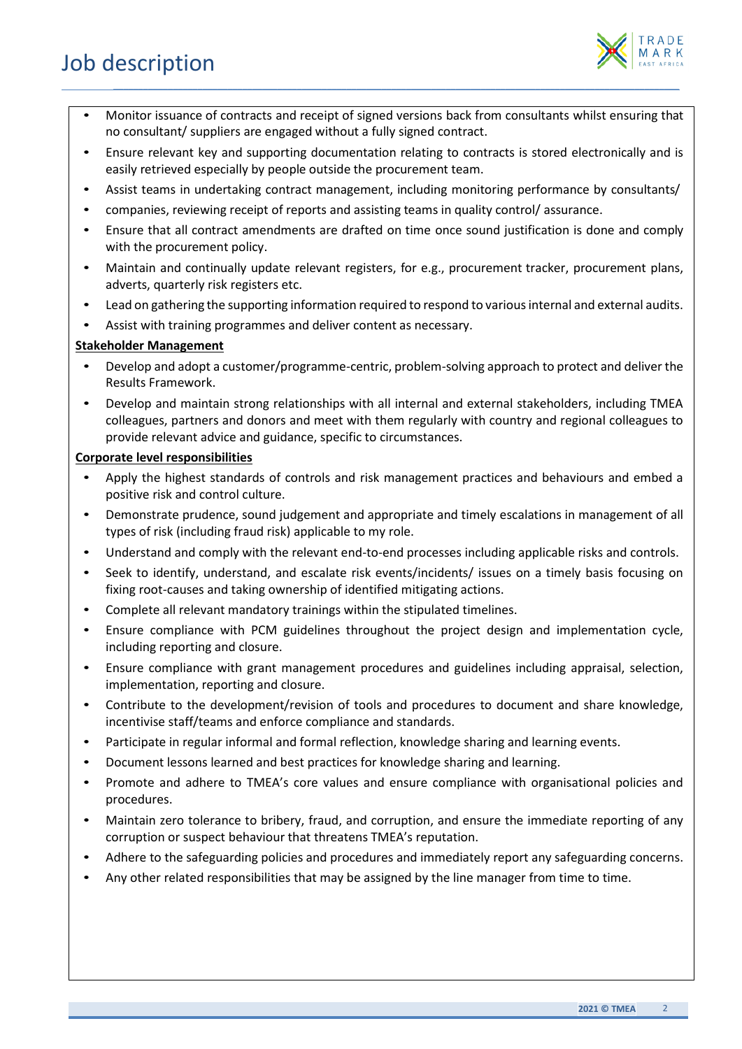- Monitor issuance of contracts and receipt of signed versions back from consultants whilst ensuring that no consultant/ suppliers are engaged without a fully signed contract.
- Ensure relevant key and supporting documentation relating to contracts is stored electronically and is easily retrieved especially by people outside the procurement team.
- Assist teams in undertaking contract management, including monitoring performance by consultants/
- companies, reviewing receipt of reports and assisting teams in quality control/ assurance.
- Ensure that all contract amendments are drafted on time once sound justification is done and comply with the procurement policy.
- Maintain and continually update relevant registers, for e.g., procurement tracker, procurement plans, adverts, quarterly risk registers etc.
- Lead on gathering the supporting information required to respond to various internal and external audits.
- Assist with training programmes and deliver content as necessary.

**<u>Stakeholder Management</u>**

- Develop and adopt a customer/programme-centric, problem-solving approach to protect and deliver the Results Framework.
- Develop and maintain strong relationships with all internal and external stakeholders, including TMEA colleagues, partners and donors and meet with them regularly with country and regional colleagues to provide relevant advice and guidance, specific to circumstances.

**<u>Corporate level responsibilities</u>**

- Apply the highest standards of controls and risk management practices and behaviours and embed a positive risk and control culture.
- Demonstrate prudence, sound judgement and appropriate and timely escalations in management of all types of risk (including fraud risk) applicable to my role.
- Understand and comply with the relevant end-to-end processes including applicable risks and controls.
- Seek to identify, understand, and escalate risk events/incidents/ issues on a timely basis focusing on fixing root-causes and taking ownership of identified mitigating actions.
- Complete all relevant mandatory trainings within the stipulated timelines.
- Ensure compliance with PCM guidelines throughout the project design and implementation cycle, including reporting and closure.
- Ensure compliance with grant management procedures and guidelines including appraisal, selection, implementation, reporting and closure.
- Contribute to the development/revision of tools and procedures to document and share knowledge, incentivise staff/teams and enforce compliance and standards.
- Participate in regular informal and formal reflection, knowledge sharing and learning events.
- Document lessons learned and best practices for knowledge sharing and learning.
- Promote and adhere to TMEA's core values and ensure compliance with organisational policies and procedures.
- Maintain zero tolerance to bribery, fraud, and corruption, and ensure the immediate reporting of any corruption or suspect behaviour that threatens TMEA's reputation.
- Adhere to the safeguarding policies and procedures and immediately report any safeguarding concerns.
- Any other related responsibilities that may be assigned by the line manager from time to time.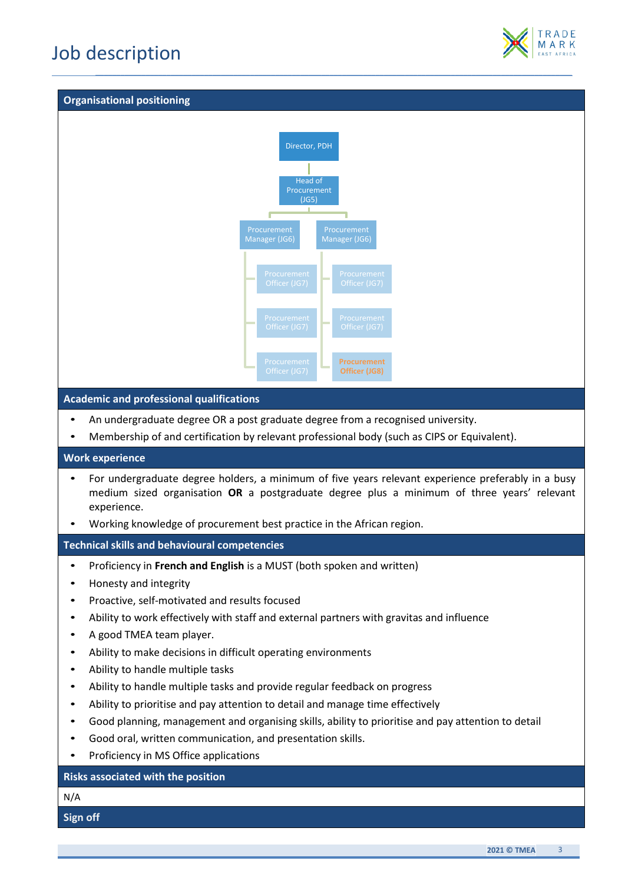# Job description

## Organisational positioning

- Director, PDH
  - Head of Procurement (JG5)
    - Procurement Manager (JG6)
      - Procurement Officer (JG7)
      - Procurement Officer (JG7)
      - Procurement Officer (JG7)
    - Procurement Manager (JG6)
      - Procurement Officer (JG7)
      - Procurement Officer (JG7)
      - **Procurement Officer (JG8)**

## Academic and professional qualifications

- An undergraduate degree OR a post graduate degree from a recognised university.
- Membership of and certification by relevant professional body (such as CIPS or Equivalent).

## Work experience

- For undergraduate degree holders, a minimum of five years relevant experience preferably in a busy medium sized organisation **OR** a postgraduate degree plus a minimum of three years' relevant experience.
- Working knowledge of procurement best practice in the African region.

## Technical skills and behavioural competencies

- Proficiency in **French and English** is a MUST (both spoken and written)
- Honesty and integrity
- Proactive, self-motivated and results focused
- Ability to work effectively with staff and external partners with gravitas and influence
- A good TMEA team player.
- Ability to make decisions in difficult operating environments
- Ability to handle multiple tasks
- Ability to handle multiple tasks and provide regular feedback on progress
- Ability to prioritise and pay attention to detail and manage time effectively
- Good planning, management and organising skills, ability to prioritise and pay attention to detail
- Good oral, written communication, and presentation skills.
- Proficiency in MS Office applications

## Risks associated with the position

N/A

## Sign off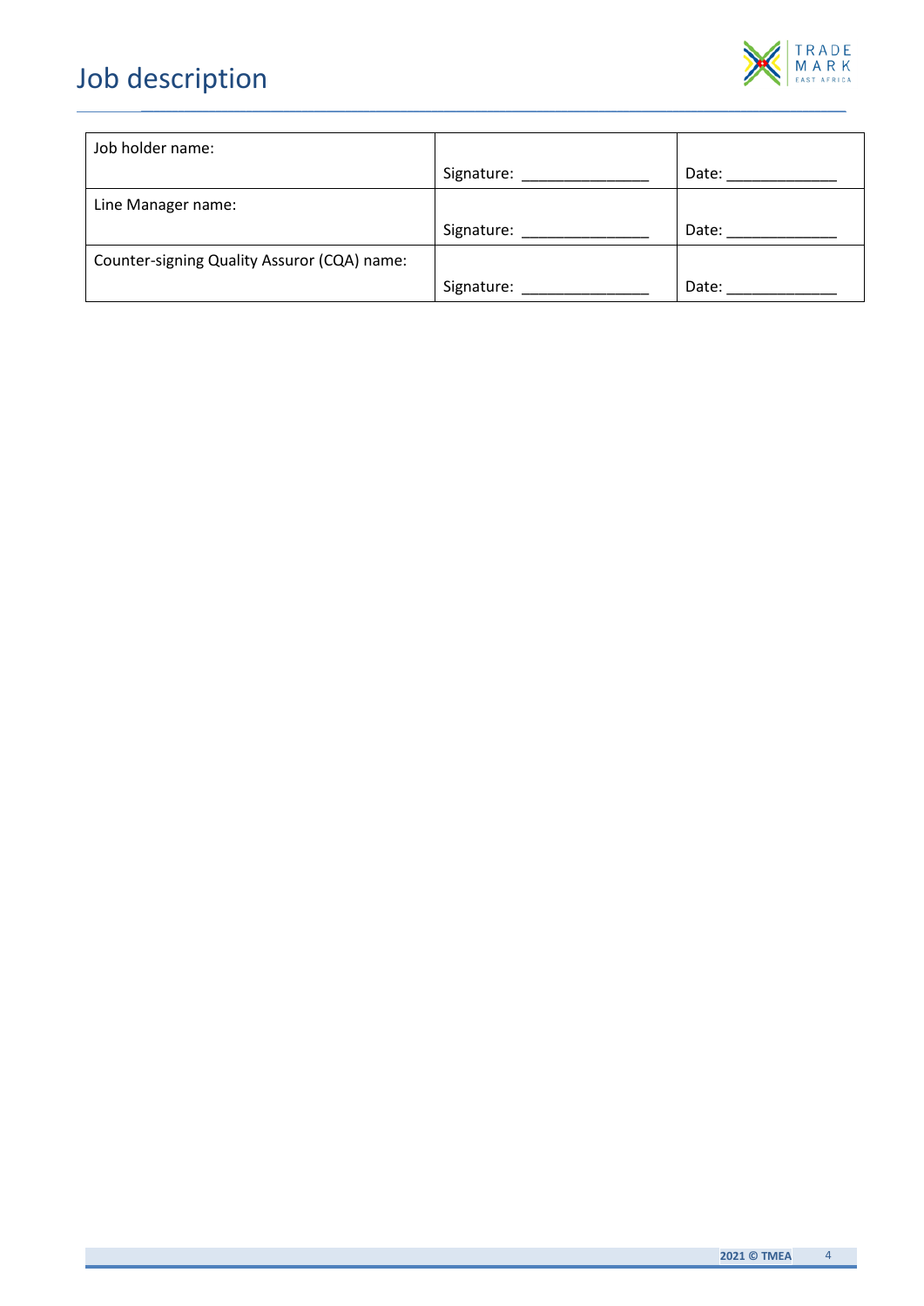| | | |
|---|---|---|
| Job holder name: | Signature: _______________ | Date: _____________ |
| Line Manager name: | Signature: _______________ | Date: _____________ |
| Counter-signing Quality Assuror (CQA) name: | Signature: _______________ | Date: _____________ |